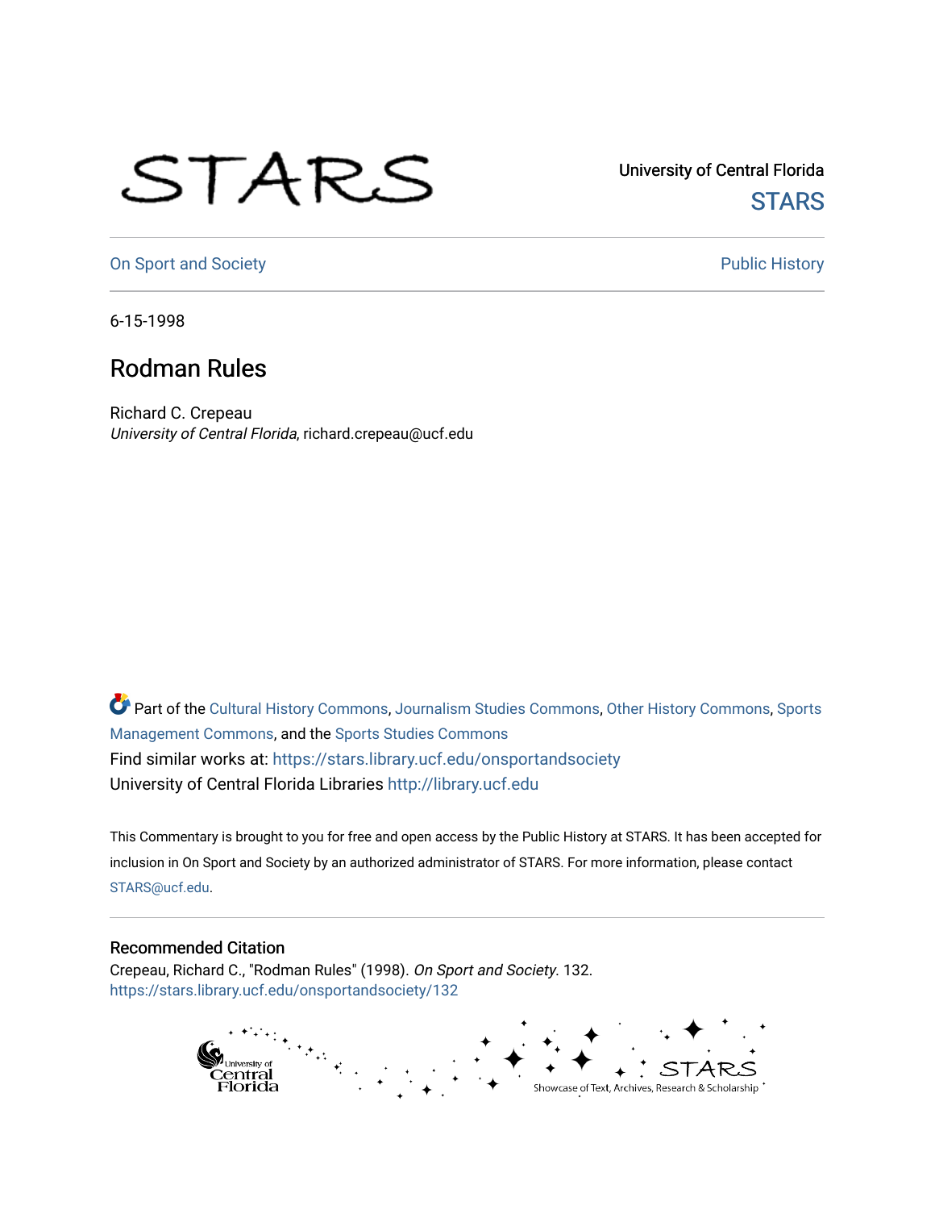University of Central Florida

STARS

On Sport and Society

Public History

6-15-1998

# Rodman Rules

Richard C. Crepeau
*University of Central Florida*, richard.crepeau@ucf.edu

Part of the Cultural History Commons, Journalism Studies Commons, Other History Commons, Sports Management Commons, and the Sports Studies Commons

Find similar works at: https://stars.library.ucf.edu/onsportandsociety

University of Central Florida Libraries http://library.ucf.edu

This Commentary is brought to you for free and open access by the Public History at STARS. It has been accepted for inclusion in On Sport and Society by an authorized administrator of STARS. For more information, please contact STARS@ucf.edu.

## Recommended Citation

Crepeau, Richard C., "Rodman Rules" (1998). *On Sport and Society*. 132.
https://stars.library.ucf.edu/onsportandsociety/132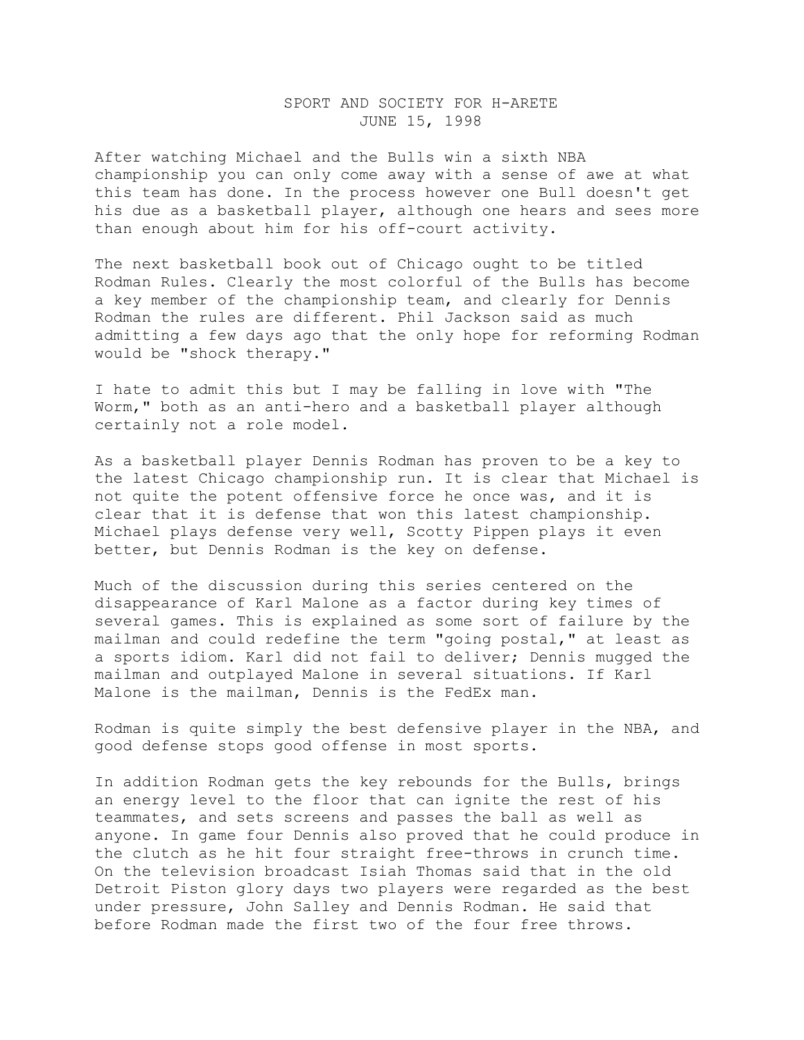SPORT AND SOCIETY FOR H-ARETE
JUNE 15, 1998

After watching Michael and the Bulls win a sixth NBA championship you can only come away with a sense of awe at what this team has done. In the process however one Bull doesn't get his due as a basketball player, although one hears and sees more than enough about him for his off-court activity.

The next basketball book out of Chicago ought to be titled Rodman Rules. Clearly the most colorful of the Bulls has become a key member of the championship team, and clearly for Dennis Rodman the rules are different. Phil Jackson said as much admitting a few days ago that the only hope for reforming Rodman would be "shock therapy."

I hate to admit this but I may be falling in love with "The Worm," both as an anti-hero and a basketball player although certainly not a role model.

As a basketball player Dennis Rodman has proven to be a key to the latest Chicago championship run. It is clear that Michael is not quite the potent offensive force he once was, and it is clear that it is defense that won this latest championship. Michael plays defense very well, Scotty Pippen plays it even better, but Dennis Rodman is the key on defense.

Much of the discussion during this series centered on the disappearance of Karl Malone as a factor during key times of several games. This is explained as some sort of failure by the mailman and could redefine the term "going postal," at least as a sports idiom. Karl did not fail to deliver; Dennis mugged the mailman and outplayed Malone in several situations. If Karl Malone is the mailman, Dennis is the FedEx man.

Rodman is quite simply the best defensive player in the NBA, and good defense stops good offense in most sports.

In addition Rodman gets the key rebounds for the Bulls, brings an energy level to the floor that can ignite the rest of his teammates, and sets screens and passes the ball as well as anyone. In game four Dennis also proved that he could produce in the clutch as he hit four straight free-throws in crunch time. On the television broadcast Isiah Thomas said that in the old Detroit Piston glory days two players were regarded as the best under pressure, John Salley and Dennis Rodman. He said that before Rodman made the first two of the four free throws.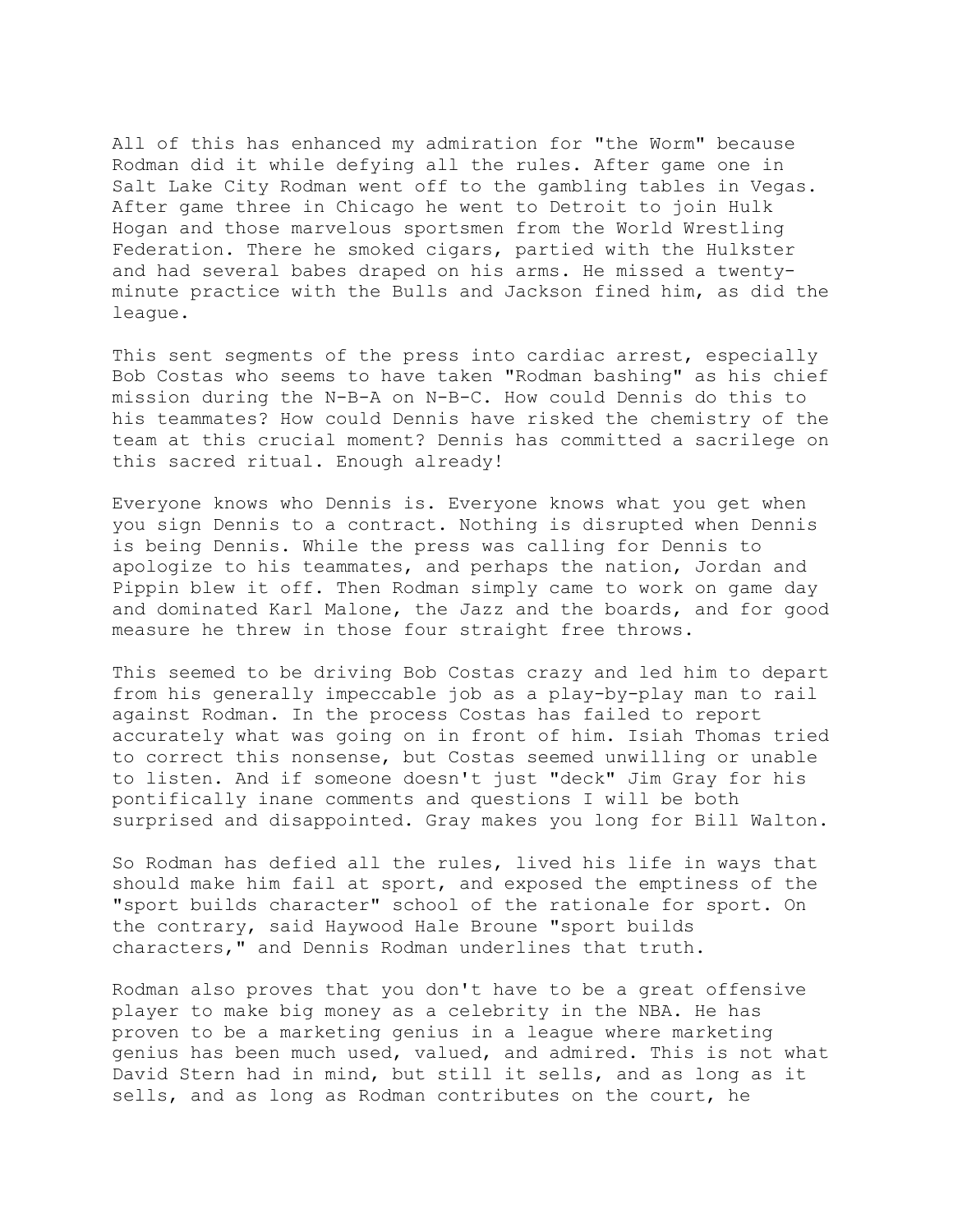All of this has enhanced my admiration for "the Worm" because Rodman did it while defying all the rules. After game one in Salt Lake City Rodman went off to the gambling tables in Vegas. After game three in Chicago he went to Detroit to join Hulk Hogan and those marvelous sportsmen from the World Wrestling Federation. There he smoked cigars, partied with the Hulkster and had several babes draped on his arms. He missed a twenty-minute practice with the Bulls and Jackson fined him, as did the league.

This sent segments of the press into cardiac arrest, especially Bob Costas who seems to have taken "Rodman bashing" as his chief mission during the N-B-A on N-B-C. How could Dennis do this to his teammates? How could Dennis have risked the chemistry of the team at this crucial moment? Dennis has committed a sacrilege on this sacred ritual. Enough already!

Everyone knows who Dennis is. Everyone knows what you get when you sign Dennis to a contract. Nothing is disrupted when Dennis is being Dennis. While the press was calling for Dennis to apologize to his teammates, and perhaps the nation, Jordan and Pippin blew it off. Then Rodman simply came to work on game day and dominated Karl Malone, the Jazz and the boards, and for good measure he threw in those four straight free throws.

This seemed to be driving Bob Costas crazy and led him to depart from his generally impeccable job as a play-by-play man to rail against Rodman. In the process Costas has failed to report accurately what was going on in front of him. Isiah Thomas tried to correct this nonsense, but Costas seemed unwilling or unable to listen. And if someone doesn't just "deck" Jim Gray for his pontifically inane comments and questions I will be both surprised and disappointed. Gray makes you long for Bill Walton.

So Rodman has defied all the rules, lived his life in ways that should make him fail at sport, and exposed the emptiness of the "sport builds character" school of the rationale for sport. On the contrary, said Haywood Hale Broune "sport builds characters," and Dennis Rodman underlines that truth.

Rodman also proves that you don't have to be a great offensive player to make big money as a celebrity in the NBA. He has proven to be a marketing genius in a league where marketing genius has been much used, valued, and admired. This is not what David Stern had in mind, but still it sells, and as long as it sells, and as long as Rodman contributes on the court, he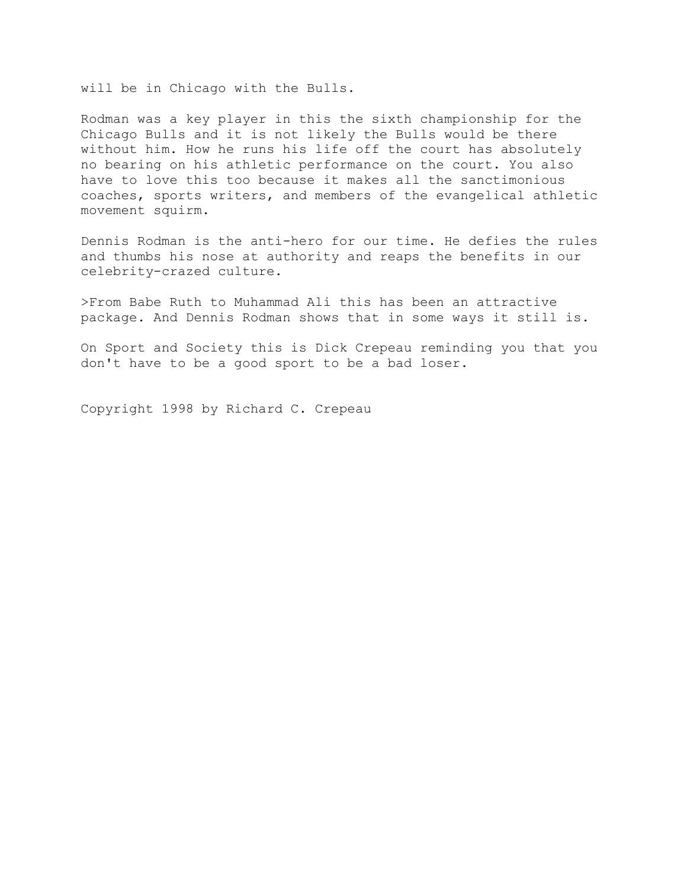will be in Chicago with the Bulls.

Rodman was a key player in this the sixth championship for the Chicago Bulls and it is not likely the Bulls would be there without him. How he runs his life off the court has absolutely no bearing on his athletic performance on the court. You also have to love this too because it makes all the sanctimonious coaches, sports writers, and members of the evangelical athletic movement squirm.

Dennis Rodman is the anti-hero for our time. He defies the rules and thumbs his nose at authority and reaps the benefits in our celebrity-crazed culture.

>From Babe Ruth to Muhammad Ali this has been an attractive package. And Dennis Rodman shows that in some ways it still is.

On Sport and Society this is Dick Crepeau reminding you that you don't have to be a good sport to be a bad loser.

Copyright 1998 by Richard C. Crepeau